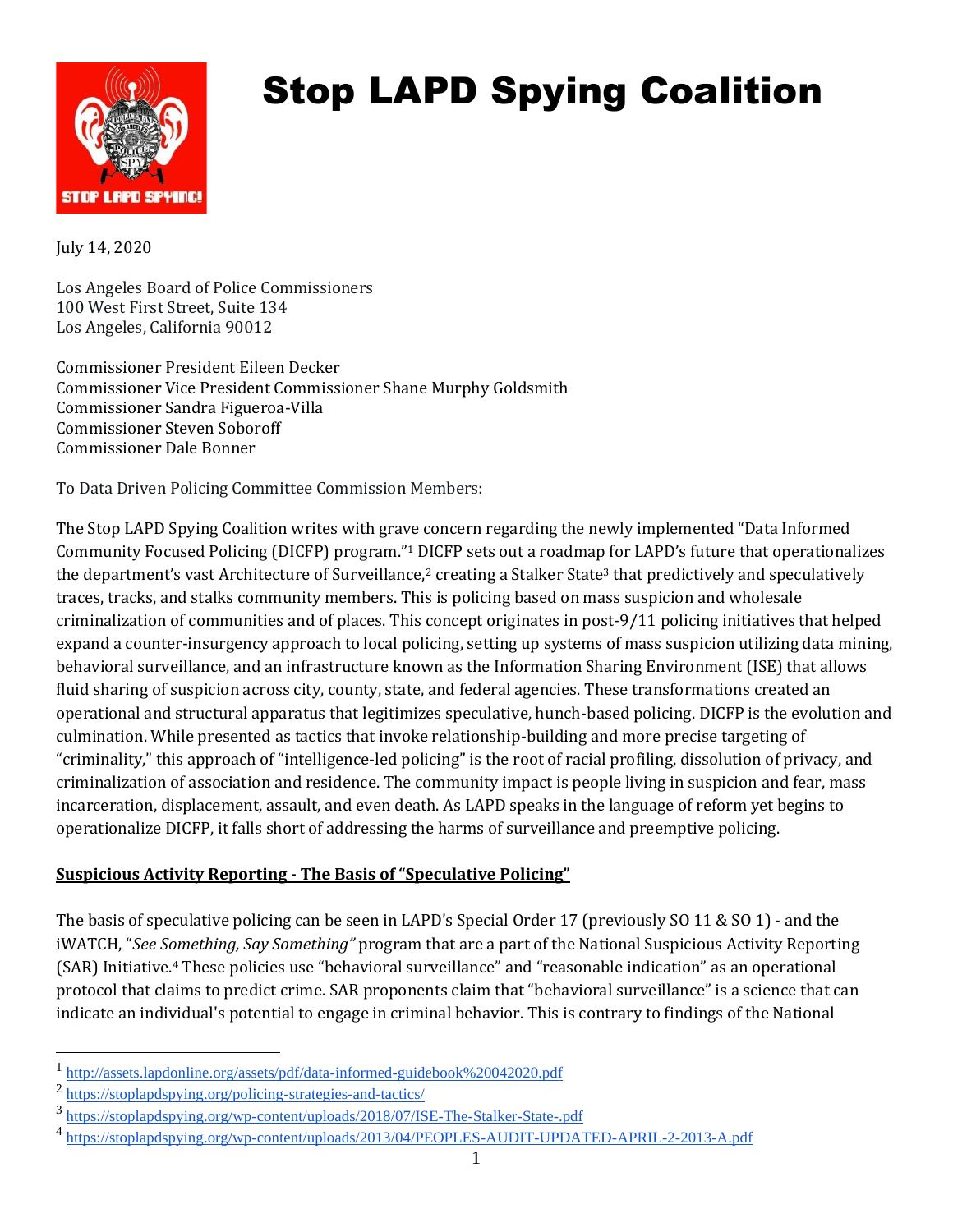# Stop LAPD Spying Coalition

July 14, 2020

Los Angeles Board of Police Commissioners
100 West First Street, Suite 134
Los Angeles, California 90012

Commissioner President Eileen Decker
Commissioner Vice President Commissioner Shane Murphy Goldsmith
Commissioner Sandra Figueroa-Villa
Commissioner Steven Soboroff
Commissioner Dale Bonner

To Data Driven Policing Committee Commission Members:

The Stop LAPD Spying Coalition writes with grave concern regarding the newly implemented "Data Informed Community Focused Policing (DICFP) program."[1] DICFP sets out a roadmap for LAPD's future that operationalizes the department's vast Architecture of Surveillance,[2] creating a Stalker State[3] that predictively and speculatively traces, tracks, and stalks community members. This is policing based on mass suspicion and wholesale criminalization of communities and of places. This concept originates in post-9/11 policing initiatives that helped expand a counter-insurgency approach to local policing, setting up systems of mass suspicion utilizing data mining, behavioral surveillance, and an infrastructure known as the Information Sharing Environment (ISE) that allows fluid sharing of suspicion across city, county, state, and federal agencies. These transformations created an operational and structural apparatus that legitimizes speculative, hunch-based policing. DICFP is the evolution and culmination. While presented as tactics that invoke relationship-building and more precise targeting of "criminality," this approach of "intelligence-led policing" is the root of racial profiling, dissolution of privacy, and criminalization of association and residence. The community impact is people living in suspicion and fear, mass incarceration, displacement, assault, and even death. As LAPD speaks in the language of reform yet begins to operationalize DICFP, it falls short of addressing the harms of surveillance and preemptive policing.

**Suspicious Activity Reporting - The Basis of "Speculative Policing"**

The basis of speculative policing can be seen in LAPD's Special Order 17 (previously SO 11 & SO 1) - and the iWATCH, "*See Something, Say Something"* program that are a part of the National Suspicious Activity Reporting (SAR) Initiative.[4] These policies use "behavioral surveillance" and "reasonable indication" as an operational protocol that claims to predict crime. SAR proponents claim that "behavioral surveillance" is a science that can indicate an individual's potential to engage in criminal behavior. This is contrary to findings of the National

---

[1] http://assets.lapdonline.org/assets/pdf/data-informed-guidebook%20042020.pdf

[2] https://stoplapdspying.org/policing-strategies-and-tactics/

[3] https://stoplapdspying.org/wp-content/uploads/2018/07/ISE-The-Stalker-State-.pdf

[4] https://stoplapdspying.org/wp-content/uploads/2013/04/PEOPLES-AUDIT-UPDATED-APRIL-2-2013-A.pdf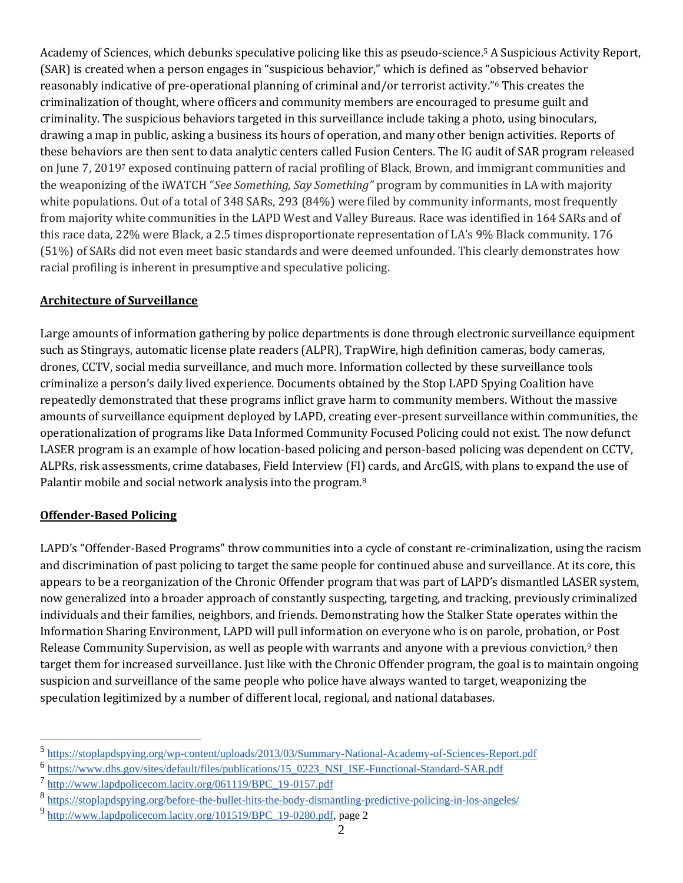Academy of Sciences, which debunks speculative policing like this as pseudo-science.[5] A Suspicious Activity Report, (SAR) is created when a person engages in "suspicious behavior," which is defined as "observed behavior reasonably indicative of pre-operational planning of criminal and/or terrorist activity."[6] This creates the criminalization of thought, where officers and community members are encouraged to presume guilt and criminality. The suspicious behaviors targeted in this surveillance include taking a photo, using binoculars, drawing a map in public, asking a business its hours of operation, and many other benign activities. Reports of these behaviors are then sent to data analytic centers called Fusion Centers. The IG audit of SAR program released on June 7, 2019[7] exposed continuing pattern of racial profiling of Black, Brown, and immigrant communities and the weaponizing of the iWATCH "*See Something, Say Something"* program by communities in LA with majority white populations. Out of a total of 348 SARs, 293 (84%) were filed by community informants, most frequently from majority white communities in the LAPD West and Valley Bureaus. Race was identified in 164 SARs and of this race data, 22% were Black, a 2.5 times disproportionate representation of LA's 9% Black community. 176 (51%) of SARs did not even meet basic standards and were deemed unfounded. This clearly demonstrates how racial profiling is inherent in presumptive and speculative policing.

## Architecture of Surveillance

Large amounts of information gathering by police departments is done through electronic surveillance equipment such as Stingrays, automatic license plate readers (ALPR), TrapWire, high definition cameras, body cameras, drones, CCTV, social media surveillance, and much more. Information collected by these surveillance tools criminalize a person's daily lived experience. Documents obtained by the Stop LAPD Spying Coalition have repeatedly demonstrated that these programs inflict grave harm to community members. Without the massive amounts of surveillance equipment deployed by LAPD, creating ever-present surveillance within communities, the operationalization of programs like Data Informed Community Focused Policing could not exist. The now defunct LASER program is an example of how location-based policing and person-based policing was dependent on CCTV, ALPRs, risk assessments, crime databases, Field Interview (FI) cards, and ArcGIS, with plans to expand the use of Palantir mobile and social network analysis into the program.[8]

## Offender-Based Policing

LAPD's "Offender-Based Programs" throw communities into a cycle of constant re-criminalization, using the racism and discrimination of past policing to target the same people for continued abuse and surveillance. At its core, this appears to be a reorganization of the Chronic Offender program that was part of LAPD's dismantled LASER system, now generalized into a broader approach of constantly suspecting, targeting, and tracking, previously criminalized individuals and their families, neighbors, and friends. Demonstrating how the Stalker State operates within the Information Sharing Environment, LAPD will pull information on everyone who is on parole, probation, or Post Release Community Supervision, as well as people with warrants and anyone with a previous conviction,[9] then target them for increased surveillance. Just like with the Chronic Offender program, the goal is to maintain ongoing suspicion and surveillance of the same people who police have always wanted to target, weaponizing the speculation legitimized by a number of different local, regional, and national databases.

---

[5] https://stoplapdspying.org/wp-content/uploads/2013/03/Summary-National-Academy-of-Sciences-Report.pdf

[6] https://www.dhs.gov/sites/default/files/publications/15_0223_NSI_ISE-Functional-Standard-SAR.pdf

[7] http://www.lapdpolicecom.lacity.org/061119/BPC_19-0157.pdf

[8] https://stoplapdspying.org/before-the-bullet-hits-the-body-dismantling-predictive-policing-in-los-angeles/

[9] http://www.lapdpolicecom.lacity.org/101519/BPC_19-0280.pdf, page 2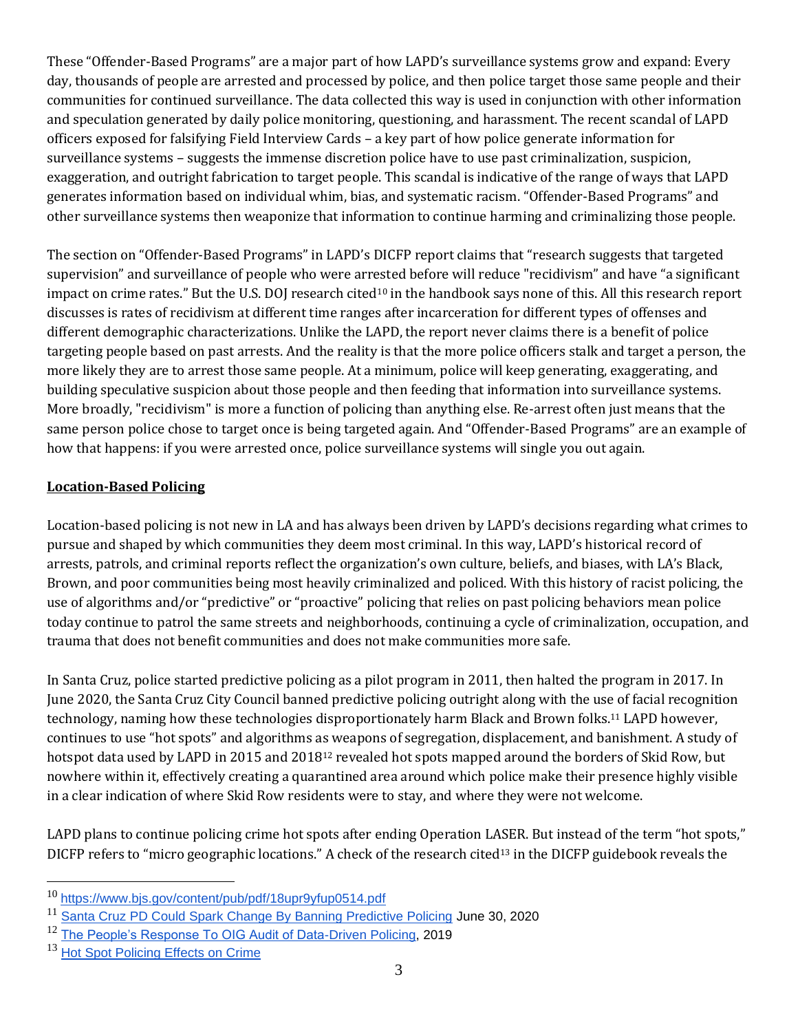These "Offender-Based Programs" are a major part of how LAPD's surveillance systems grow and expand: Every day, thousands of people are arrested and processed by police, and then police target those same people and their communities for continued surveillance. The data collected this way is used in conjunction with other information and speculation generated by daily police monitoring, questioning, and harassment. The recent scandal of LAPD officers exposed for falsifying Field Interview Cards – a key part of how police generate information for surveillance systems – suggests the immense discretion police have to use past criminalization, suspicion, exaggeration, and outright fabrication to target people. This scandal is indicative of the range of ways that LAPD generates information based on individual whim, bias, and systematic racism. "Offender-Based Programs" and other surveillance systems then weaponize that information to continue harming and criminalizing those people.

The section on "Offender-Based Programs" in LAPD's DICFP report claims that "research suggests that targeted supervision" and surveillance of people who were arrested before will reduce "recidivism" and have "a significant impact on crime rates." But the U.S. DOJ research cited[10] in the handbook says none of this. All this research report discusses is rates of recidivism at different time ranges after incarceration for different types of offenses and different demographic characterizations. Unlike the LAPD, the report never claims there is a benefit of police targeting people based on past arrests. And the reality is that the more police officers stalk and target a person, the more likely they are to arrest those same people. At a minimum, police will keep generating, exaggerating, and building speculative suspicion about those people and then feeding that information into surveillance systems. More broadly, "recidivism" is more a function of policing than anything else. Re-arrest often just means that the same person police chose to target once is being targeted again. And "Offender-Based Programs" are an example of how that happens: if you were arrested once, police surveillance systems will single you out again.

## Location-Based Policing

Location-based policing is not new in LA and has always been driven by LAPD's decisions regarding what crimes to pursue and shaped by which communities they deem most criminal. In this way, LAPD's historical record of arrests, patrols, and criminal reports reflect the organization's own culture, beliefs, and biases, with LA's Black, Brown, and poor communities being most heavily criminalized and policed. With this history of racist policing, the use of algorithms and/or "predictive" or "proactive" policing that relies on past policing behaviors mean police today continue to patrol the same streets and neighborhoods, continuing a cycle of criminalization, occupation, and trauma that does not benefit communities and does not make communities more safe.

In Santa Cruz, police started predictive policing as a pilot program in 2011, then halted the program in 2017. In June 2020, the Santa Cruz City Council banned predictive policing outright along with the use of facial recognition technology, naming how these technologies disproportionately harm Black and Brown folks.[11] LAPD however, continues to use "hot spots" and algorithms as weapons of segregation, displacement, and banishment. A study of hotspot data used by LAPD in 2015 and 2018[12] revealed hot spots mapped around the borders of Skid Row, but nowhere within it, effectively creating a quarantined area around which police make their presence highly visible in a clear indication of where Skid Row residents were to stay, and where they were not welcome.

LAPD plans to continue policing crime hot spots after ending Operation LASER. But instead of the term "hot spots," DICFP refers to "micro geographic locations." A check of the research cited[13] in the DICFP guidebook reveals the

---

[10] https://www.bjs.gov/content/pub/pdf/18upr9yfup0514.pdf

[11] Santa Cruz PD Could Spark Change By Banning Predictive Policing June 30, 2020

[12] The People's Response To OIG Audit of Data-Driven Policing, 2019

[13] Hot Spot Policing Effects on Crime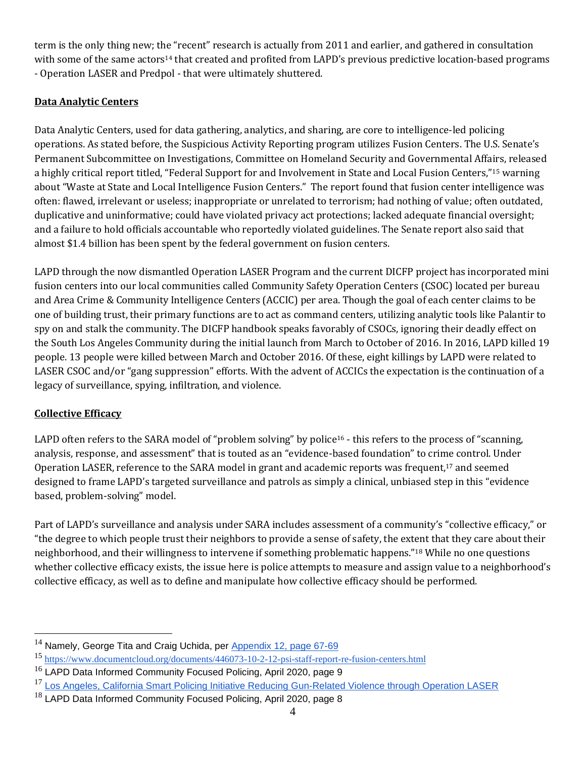term is the only thing new; the "recent" research is actually from 2011 and earlier, and gathered in consultation with some of the same actors[14] that created and profited from LAPD's previous predictive location-based programs - Operation LASER and Predpol - that were ultimately shuttered.

**Data Analytic Centers**

Data Analytic Centers, used for data gathering, analytics, and sharing, are core to intelligence-led policing operations. As stated before, the Suspicious Activity Reporting program utilizes Fusion Centers. The U.S. Senate's Permanent Subcommittee on Investigations, Committee on Homeland Security and Governmental Affairs, released a highly critical report titled, "Federal Support for and Involvement in State and Local Fusion Centers,"[15] warning about "Waste at State and Local Intelligence Fusion Centers." The report found that fusion center intelligence was often: flawed, irrelevant or useless; inappropriate or unrelated to terrorism; had nothing of value; often outdated, duplicative and uninformative; could have violated privacy act protections; lacked adequate financial oversight; and a failure to hold officials accountable who reportedly violated guidelines. The Senate report also said that almost $1.4 billion has been spent by the federal government on fusion centers.

LAPD through the now dismantled Operation LASER Program and the current DICFP project has incorporated mini fusion centers into our local communities called Community Safety Operation Centers (CSOC) located per bureau and Area Crime & Community Intelligence Centers (ACCIC) per area. Though the goal of each center claims to be one of building trust, their primary functions are to act as command centers, utilizing analytic tools like Palantir to spy on and stalk the community. The DICFP handbook speaks favorably of CSOCs, ignoring their deadly effect on the South Los Angeles Community during the initial launch from March to October of 2016. In 2016, LAPD killed 19 people. 13 people were killed between March and October 2016. Of these, eight killings by LAPD were related to LASER CSOC and/or "gang suppression" efforts. With the advent of ACCICs the expectation is the continuation of a legacy of surveillance, spying, infiltration, and violence.

**Collective Efficacy**

LAPD often refers to the SARA model of "problem solving" by police[16] - this refers to the process of "scanning, analysis, response, and assessment" that is touted as an "evidence-based foundation" to crime control. Under Operation LASER, reference to the SARA model in grant and academic reports was frequent,[17] and seemed designed to frame LAPD's targeted surveillance and patrols as simply a clinical, unbiased step in this "evidence based, problem-solving" model.

Part of LAPD's surveillance and analysis under SARA includes assessment of a community's "collective efficacy," or "the degree to which people trust their neighbors to provide a sense of safety, the extent that they care about their neighborhood, and their willingness to intervene if something problematic happens."[18] While no one questions whether collective efficacy exists, the issue here is police attempts to measure and assign value to a neighborhood's collective efficacy, as well as to define and manipulate how collective efficacy should be performed.

---

[14] Namely, George Tita and Craig Uchida, per Appendix 12, page 67-69

[15] https://www.documentcloud.org/documents/446073-10-2-12-psi-staff-report-re-fusion-centers.html

[16] LAPD Data Informed Community Focused Policing, April 2020, page 9

[17] Los Angeles, California Smart Policing Initiative Reducing Gun-Related Violence through Operation LASER

[18] LAPD Data Informed Community Focused Policing, April 2020, page 8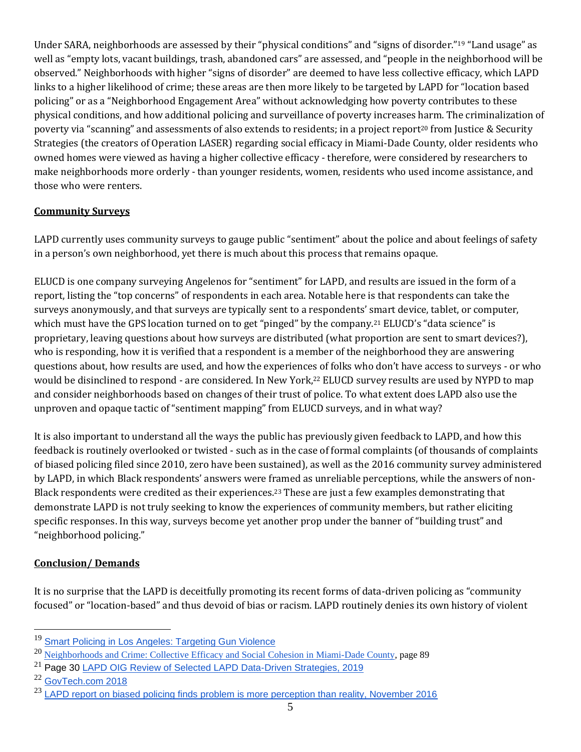Under SARA, neighborhoods are assessed by their "physical conditions" and "signs of disorder."[19] "Land usage" as well as "empty lots, vacant buildings, trash, abandoned cars" are assessed, and "people in the neighborhood will be observed." Neighborhoods with higher "signs of disorder" are deemed to have less collective efficacy, which LAPD links to a higher likelihood of crime; these areas are then more likely to be targeted by LAPD for "location based policing" or as a "Neighborhood Engagement Area" without acknowledging how poverty contributes to these physical conditions, and how additional policing and surveillance of poverty increases harm. The criminalization of poverty via "scanning" and assessments of also extends to residents; in a project report[20] from Justice & Security Strategies (the creators of Operation LASER) regarding social efficacy in Miami-Dade County, older residents who owned homes were viewed as having a higher collective efficacy - therefore, were considered by researchers to make neighborhoods more orderly - than younger residents, women, residents who used income assistance, and those who were renters.

## Community Surveys

LAPD currently uses community surveys to gauge public "sentiment" about the police and about feelings of safety in a person's own neighborhood, yet there is much about this process that remains opaque.

ELUCD is one company surveying Angelenos for "sentiment" for LAPD, and results are issued in the form of a report, listing the "top concerns" of respondents in each area. Notable here is that respondents can take the surveys anonymously, and that surveys are typically sent to a respondents' smart device, tablet, or computer, which must have the GPS location turned on to get "pinged" by the company.[21] ELUCD's "data science" is proprietary, leaving questions about how surveys are distributed (what proportion are sent to smart devices?), who is responding, how it is verified that a respondent is a member of the neighborhood they are answering questions about, how results are used, and how the experiences of folks who don't have access to surveys - or who would be disinclined to respond - are considered. In New York,[22] ELUCD survey results are used by NYPD to map and consider neighborhoods based on changes of their trust of police. To what extent does LAPD also use the unproven and opaque tactic of "sentiment mapping" from ELUCD surveys, and in what way?

It is also important to understand all the ways the public has previously given feedback to LAPD, and how this feedback is routinely overlooked or twisted - such as in the case of formal complaints (of thousands of complaints of biased policing filed since 2010, zero have been sustained), as well as the 2016 community survey administered by LAPD, in which Black respondents' answers were framed as unreliable perceptions, while the answers of non-Black respondents were credited as their experiences.[23] These are just a few examples demonstrating that demonstrate LAPD is not truly seeking to know the experiences of community members, but rather eliciting specific responses. In this way, surveys become yet another prop under the banner of "building trust" and "neighborhood policing."

## Conclusion/ Demands

It is no surprise that the LAPD is deceitfully promoting its recent forms of data-driven policing as "community focused" or "location-based" and thus devoid of bias or racism. LAPD routinely denies its own history of violent

---

[19] Smart Policing in Los Angeles: Targeting Gun Violence

[20] Neighborhoods and Crime: Collective Efficacy and Social Cohesion in Miami-Dade County, page 89

[21] Page 30 LAPD OIG Review of Selected LAPD Data-Driven Strategies, 2019

[22] GovTech.com 2018

[23] LAPD report on biased policing finds problem is more perception than reality, November 2016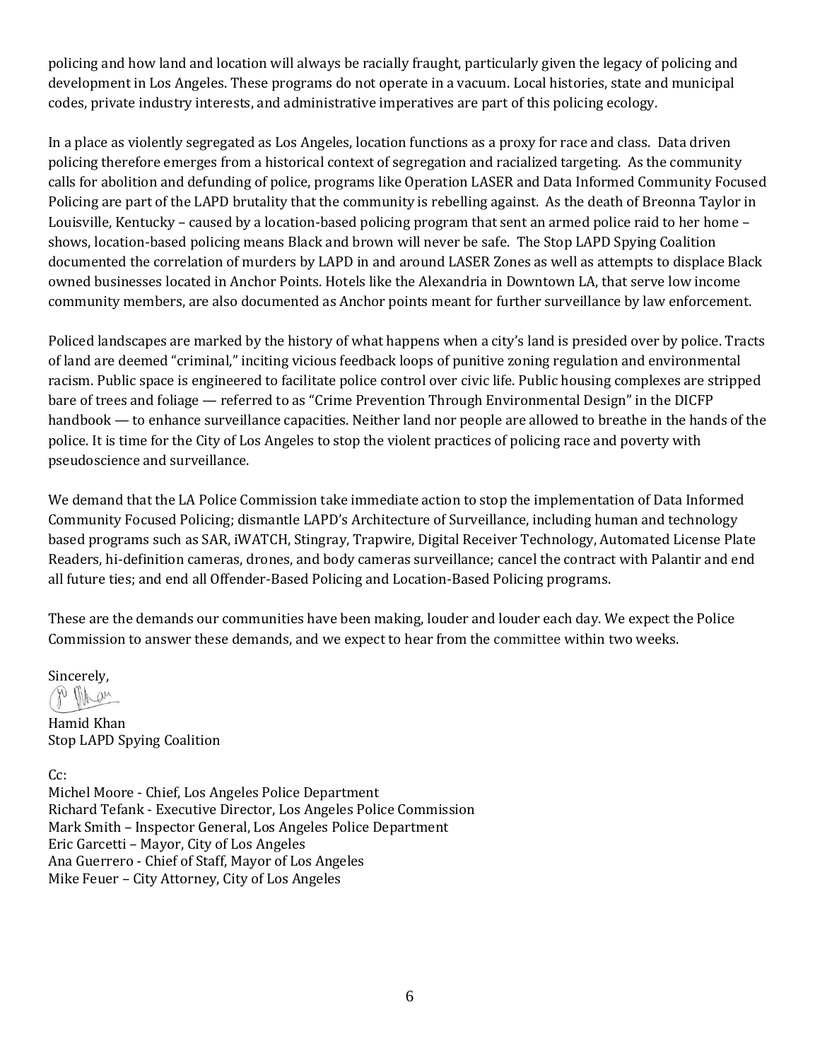policing and how land and location will always be racially fraught, particularly given the legacy of policing and development in Los Angeles. These programs do not operate in a vacuum. Local histories, state and municipal codes, private industry interests, and administrative imperatives are part of this policing ecology.

In a place as violently segregated as Los Angeles, location functions as a proxy for race and class. Data driven policing therefore emerges from a historical context of segregation and racialized targeting. As the community calls for abolition and defunding of police, programs like Operation LASER and Data Informed Community Focused Policing are part of the LAPD brutality that the community is rebelling against. As the death of Breonna Taylor in Louisville, Kentucky – caused by a location-based policing program that sent an armed police raid to her home – shows, location-based policing means Black and brown will never be safe. The Stop LAPD Spying Coalition documented the correlation of murders by LAPD in and around LASER Zones as well as attempts to displace Black owned businesses located in Anchor Points. Hotels like the Alexandria in Downtown LA, that serve low income community members, are also documented as Anchor points meant for further surveillance by law enforcement.

Policed landscapes are marked by the history of what happens when a city's land is presided over by police. Tracts of land are deemed "criminal," inciting vicious feedback loops of punitive zoning regulation and environmental racism. Public space is engineered to facilitate police control over civic life. Public housing complexes are stripped bare of trees and foliage — referred to as "Crime Prevention Through Environmental Design" in the DICFP handbook — to enhance surveillance capacities. Neither land nor people are allowed to breathe in the hands of the police. It is time for the City of Los Angeles to stop the violent practices of policing race and poverty with pseudoscience and surveillance.

We demand that the LA Police Commission take immediate action to stop the implementation of Data Informed Community Focused Policing; dismantle LAPD's Architecture of Surveillance, including human and technology based programs such as SAR, iWATCH, Stingray, Trapwire, Digital Receiver Technology, Automated License Plate Readers, hi-definition cameras, drones, and body cameras surveillance; cancel the contract with Palantir and end all future ties; and end all Offender-Based Policing and Location-Based Policing programs.

These are the demands our communities have been making, louder and louder each day. We expect the Police Commission to answer these demands, and we expect to hear from the committee within two weeks.

Sincerely,

Hamid Khan  
Stop LAPD Spying Coalition

Cc:  
Michel Moore - Chief, Los Angeles Police Department  
Richard Tefank - Executive Director, Los Angeles Police Commission  
Mark Smith – Inspector General, Los Angeles Police Department  
Eric Garcetti – Mayor, City of Los Angeles  
Ana Guerrero - Chief of Staff, Mayor of Los Angeles  
Mike Feuer – City Attorney, City of Los Angeles